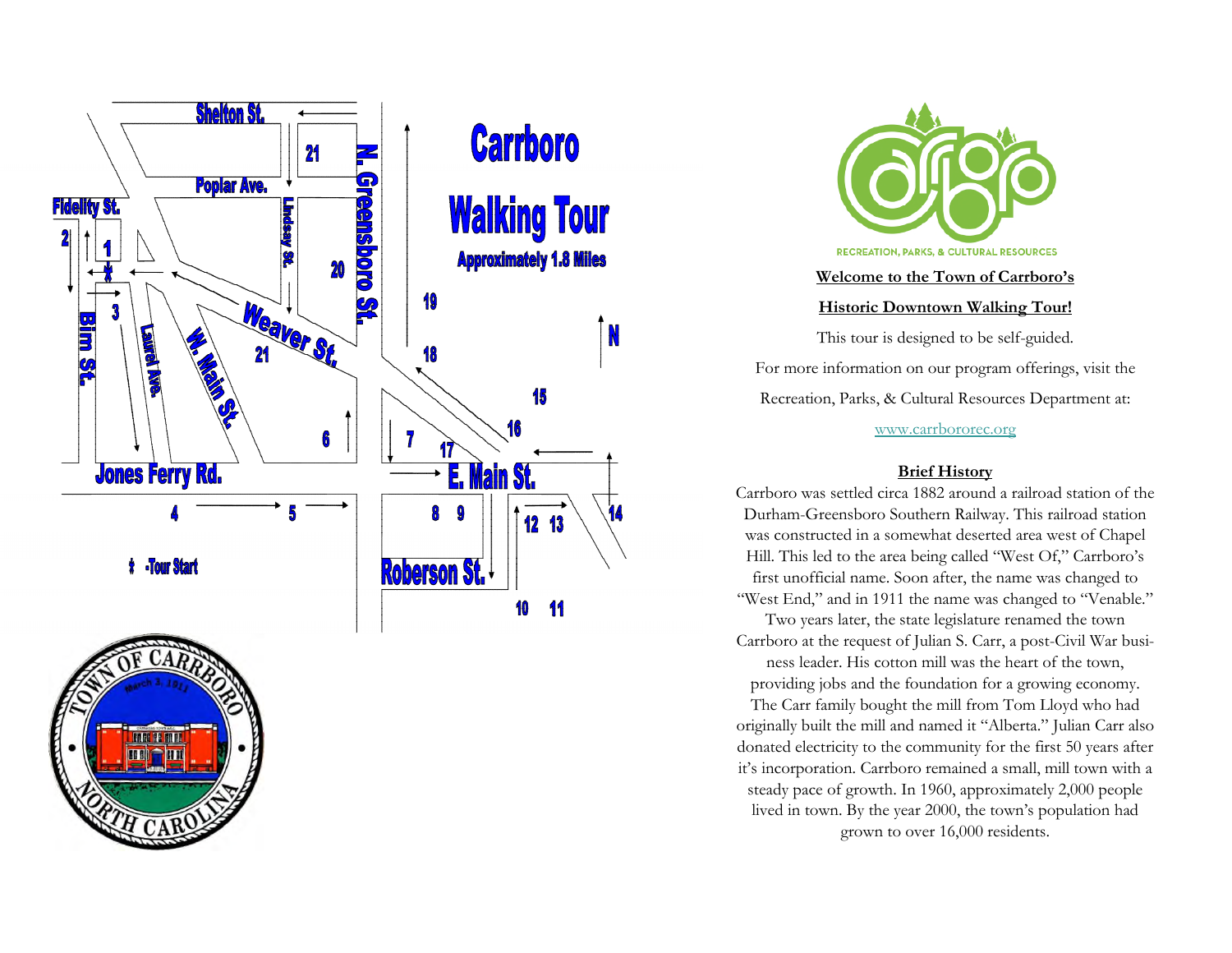# Carrboro Walking Tour

Approximately 1.8 Miles

★ -Tour Start

RECREATION, PARKS, & CULTURAL RESOURCES

**Welcome to the Town of Carrboro's**

**Historic Downtown Walking Tour!**

This tour is designed to be self-guided.

For more information on our program offerings, visit the Recreation, Parks, & Cultural Resources Department at:

www.carbororec.org

## Brief History

Carrboro was settled circa 1882 around a railroad station of the Durham-Greensboro Southern Railway. This railroad station was constructed in a somewhat deserted area west of Chapel Hill. This led to the area being called "West Of," Carrboro's first unofficial name. Soon after, the name was changed to "West End," and in 1911 the name was changed to "Venable." Two years later, the state legislature renamed the town Carrboro at the request of Julian S. Carr, a post-Civil War business leader. His cotton mill was the heart of the town, providing jobs and the foundation for a growing economy. The Carr family bought the mill from Tom Lloyd who had originally built the mill and named it "Alberta." Julian Carr also donated electricity to the community for the first 50 years after it's incorporation. Carrboro remained a small, mill town with a steady pace of growth. In 1960, approximately 2,000 people lived in town. By the year 2000, the town's population had grown to over 16,000 residents.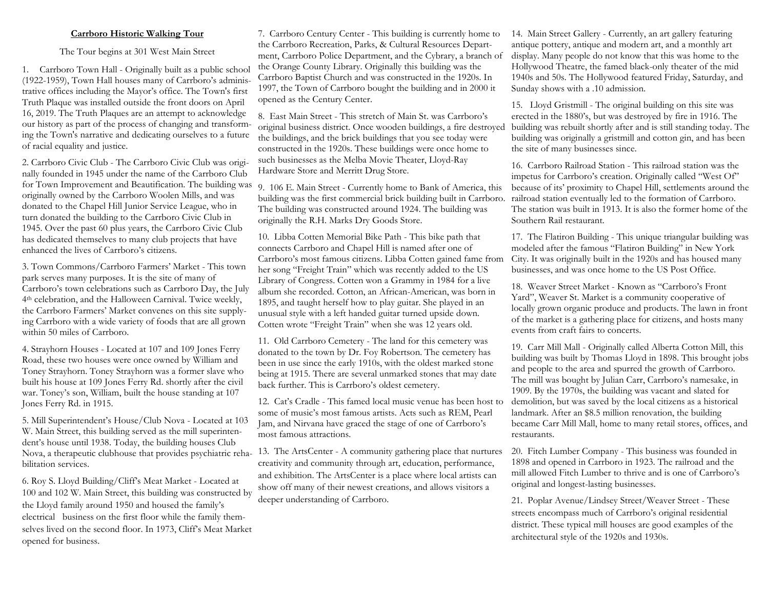**Carrboro Historic Walking Tour**

The Tour begins at 301 West Main Street

1. Carrboro Town Hall - Originally built as a public school (1922-1959), Town Hall houses many of Carrboro's administrative offices including the Mayor's office. The Town's first Truth Plaque was installed outside the front doors on April 16, 2019. The Truth Plaques are an attempt to acknowledge our history as part of the process of changing and transforming the Town's narrative and dedicating ourselves to a future of racial equality and justice.

2. Carrboro Civic Club - The Carrboro Civic Club was originally founded in 1945 under the name of the Carrboro Club for Town Improvement and Beautification. The building was originally owned by the Carrboro Woolen Mills, and was donated to the Chapel Hill Junior Service League, who in turn donated the building to the Carrboro Civic Club in 1945. Over the past 60 plus years, the Carrboro Civic Club has dedicated themselves to many club projects that have enhanced the lives of Carrboro's citizens.

3. Town Commons/Carrboro Farmers' Market - This town park serves many purposes. It is the site of many of Carrboro's town celebrations such as Carrboro Day, the July 4th celebration, and the Halloween Carnival. Twice weekly, the Carrboro Farmers' Market convenes on this site supplying Carrboro with a wide variety of foods that are all grown within 50 miles of Carrboro.

4. Strayhorn Houses - Located at 107 and 109 Jones Ferry Road, these two houses were once owned by William and Toney Strayhorn. Toney Strayhorn was a former slave who built his house at 109 Jones Ferry Rd. shortly after the civil war. Toney's son, William, built the house standing at 107 Jones Ferry Rd. in 1915.

5. Mill Superintendent's House/Club Nova - Located at 103 W. Main Street, this building served as the mill superintendent's house until 1938. Today, the building houses Club Nova, a therapeutic clubhouse that provides psychiatric rehabilitation services.

6. Roy S. Lloyd Building/Cliff's Meat Market - Located at 100 and 102 W. Main Street, this building was constructed by the Lloyd family around 1950 and housed the family's electrical business on the first floor while the family themselves lived on the second floor. In 1973, Cliff's Meat Market opened for business.

7. Carrboro Century Center - This building is currently home to the Carrboro Recreation, Parks, & Cultural Resources Department, Carrboro Police Department, and the Cybrary, a branch of the Orange County Library. Originally this building was the Carrboro Baptist Church and was constructed in the 1920s. In 1997, the Town of Carrboro bought the building and in 2000 it opened as the Century Center.

8. East Main Street - This stretch of Main St. was Carrboro's original business district. Once wooden buildings, a fire destroyed the buildings, and the brick buildings that you see today were constructed in the 1920s. These buildings were once home to such businesses as the Melba Movie Theater, Lloyd-Ray Hardware Store and Merritt Drug Store.

9. 106 E. Main Street - Currently home to Bank of America, this building was the first commercial brick building built in Carrboro. The building was constructed around 1924. The building was originally the R.H. Marks Dry Goods Store.

10. Libba Cotten Memorial Bike Path - This bike path that connects Carrboro and Chapel Hill is named after one of Carrboro's most famous citizens. Libba Cotten gained fame from her song "Freight Train" which was recently added to the US Library of Congress. Cotten won a Grammy in 1984 for a live album she recorded. Cotton, an African-American, was born in 1895, and taught herself how to play guitar. She played in an unusual style with a left handed guitar turned upside down. Cotten wrote "Freight Train" when she was 12 years old.

11. Old Carrboro Cemetery - The land for this cemetery was donated to the town by Dr. Foy Robertson. The cemetery has been in use since the early 1910s, with the oldest marked stone being at 1915. There are several unmarked stones that may date back further. This is Carrboro's oldest cemetery.

12. Cat's Cradle - This famed local music venue has been host to some of music's most famous artists. Acts such as REM, Pearl Jam, and Nirvana have graced the stage of one of Carrboro's most famous attractions.

13. The ArtsCenter - A community gathering place that nurtures creativity and community through art, education, performance, and exhibition. The ArtsCenter is a place where local artists can show off many of their newest creations, and allows visitors a deeper understanding of Carrboro.

14. Main Street Gallery - Currently, an art gallery featuring antique pottery, antique and modern art, and a monthly art display. Many people do not know that this was home to the Hollywood Theatre, the famed black-only theater of the mid 1940s and 50s. The Hollywood featured Friday, Saturday, and Sunday shows with a .10 admission.

15. Lloyd Gristmill - The original building on this site was erected in the 1880's, but was destroyed by fire in 1916. The building was rebuilt shortly after and is still standing today. The building was originally a gristmill and cotton gin, and has been the site of many businesses since.

16. Carrboro Railroad Station - This railroad station was the impetus for Carrboro's creation. Originally called "West Of" because of its' proximity to Chapel Hill, settlements around the railroad station eventually led to the formation of Carrboro. The station was built in 1913. It is also the former home of the Southern Rail restaurant.

17. The Flatiron Building - This unique triangular building was modeled after the famous "Flatiron Building" in New York City. It was originally built in the 1920s and has housed many businesses, and was once home to the US Post Office.

18. Weaver Street Market - Known as "Carrboro's Front Yard", Weaver St. Market is a community cooperative of locally grown organic produce and products. The lawn in front of the market is a gathering place for citizens, and hosts many events from craft fairs to concerts.

19. Carr Mill Mall - Originally called Alberta Cotton Mill, this building was built by Thomas Lloyd in 1898. This brought jobs and people to the area and spurred the growth of Carrboro. The mill was bought by Julian Carr, Carrboro's namesake, in 1909. By the 1970s, the building was vacant and slated for demolition, but was saved by the local citizens as a historical landmark. After an $8.5 million renovation, the building became Carr Mill Mall, home to many retail stores, offices, and restaurants.

20. Fitch Lumber Company - This business was founded in 1898 and opened in Carrboro in 1923. The railroad and the mill allowed Fitch Lumber to thrive and is one of Carrboro's original and longest-lasting businesses.

21. Poplar Avenue/Lindsey Street/Weaver Street - These streets encompass much of Carrboro's original residential district. These typical mill houses are good examples of the architectural style of the 1920s and 1930s.